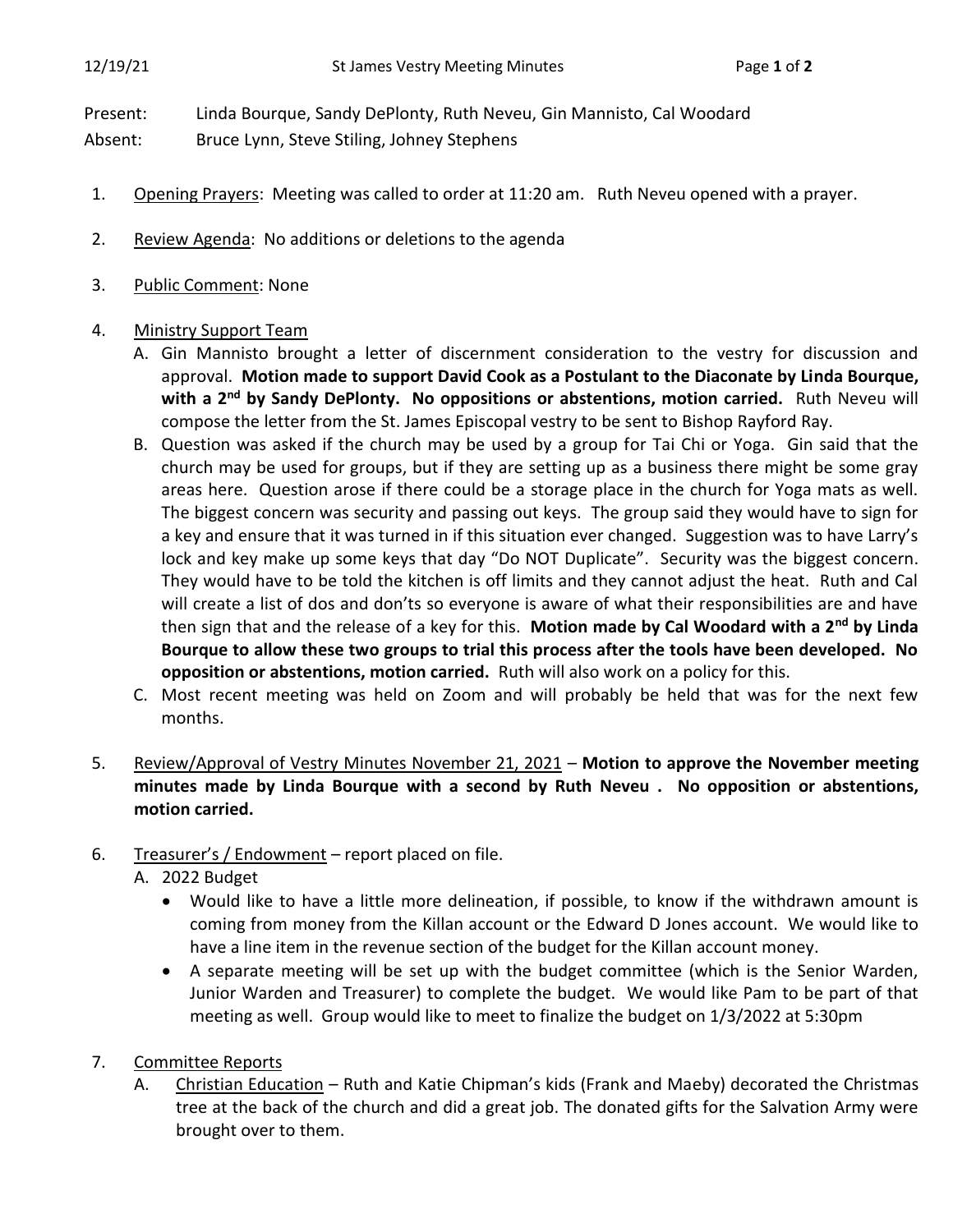Present: Linda Bourque, Sandy DePlonty, Ruth Neveu, Gin Mannisto, Cal Woodard
Absent: Bruce Lynn, Steve Stiling, Johney Stephens

1. Opening Prayers: Meeting was called to order at 11:20 am. Ruth Neveu opened with a prayer.

2. Review Agenda: No additions or deletions to the agenda

3. Public Comment: None

4. Ministry Support Team
   - A. Gin Mannisto brought a letter of discernment consideration to the vestry for discussion and approval. **Motion made to support David Cook as a Postulant to the Diaconate by Linda Bourque, with a 2nd by Sandy DePlonty. No oppositions or abstentions, motion carried.** Ruth Neveu will compose the letter from the St. James Episcopal vestry to be sent to Bishop Rayford Ray.
   - B. Question was asked if the church may be used by a group for Tai Chi or Yoga. Gin said that the church may be used for groups, but if they are setting up as a business there might be some gray areas here. Question arose if there could be a storage place in the church for Yoga mats as well. The biggest concern was security and passing out keys. The group said they would have to sign for a key and ensure that it was turned in if this situation ever changed. Suggestion was to have Larry's lock and key make up some keys that day "Do NOT Duplicate". Security was the biggest concern. They would have to be told the kitchen is off limits and they cannot adjust the heat. Ruth and Cal will create a list of dos and don'ts so everyone is aware of what their responsibilities are and have then sign that and the release of a key for this. **Motion made by Cal Woodard with a 2nd by Linda Bourque to allow these two groups to trial this process after the tools have been developed. No opposition or abstentions, motion carried.** Ruth will also work on a policy for this.
   - C. Most recent meeting was held on Zoom and will probably be held that was for the next few months.

5. Review/Approval of Vestry Minutes November 21, 2021 – **Motion to approve the November meeting minutes made by Linda Bourque with a second by Ruth Neveu . No opposition or abstentions, motion carried.**

6. Treasurer's / Endowment – report placed on file.
   - A. 2022 Budget
     - Would like to have a little more delineation, if possible, to know if the withdrawn amount is coming from money from the Killan account or the Edward D Jones account. We would like to have a line item in the revenue section of the budget for the Killan account money.
     - A separate meeting will be set up with the budget committee (which is the Senior Warden, Junior Warden and Treasurer) to complete the budget. We would like Pam to be part of that meeting as well. Group would like to meet to finalize the budget on 1/3/2022 at 5:30pm

7. Committee Reports
   - A. Christian Education – Ruth and Katie Chipman's kids (Frank and Maeby) decorated the Christmas tree at the back of the church and did a great job. The donated gifts for the Salvation Army were brought over to them.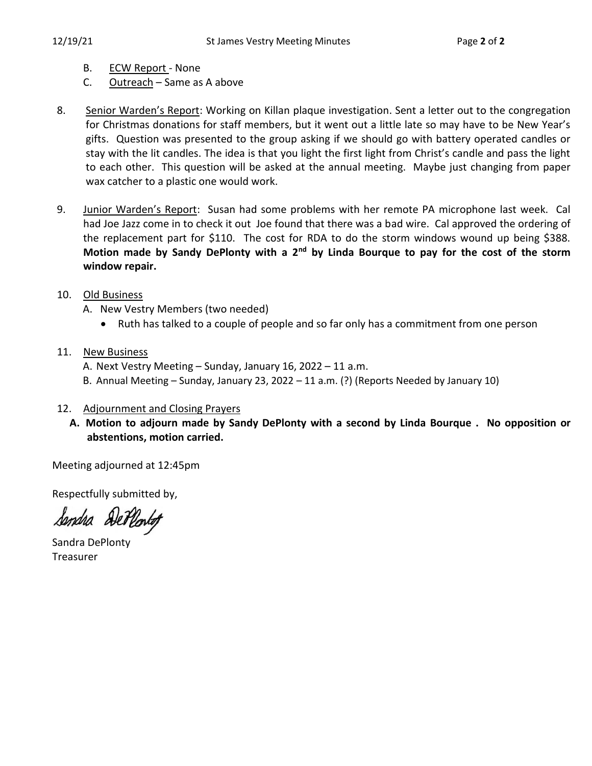B. <u>ECW Report</u> - None
C. <u>Outreach</u> – Same as A above

8. <u>Senior Warden's Report</u>: Working on Killan plaque investigation. Sent a letter out to the congregation for Christmas donations for staff members, but it went out a little late so may have to be New Year's gifts. Question was presented to the group asking if we should go with battery operated candles or stay with the lit candles. The idea is that you light the first light from Christ's candle and pass the light to each other. This question will be asked at the annual meeting. Maybe just changing from paper wax catcher to a plastic one would work.

9. <u>Junior Warden's Report</u>: Susan had some problems with her remote PA microphone last week. Cal had Joe Jazz come in to check it out Joe found that there was a bad wire. Cal approved the ordering of the replacement part for $110. The cost for RDA to do the storm windows wound up being $388. **Motion made by Sandy DePlonty with a 2nd by Linda Bourque to pay for the cost of the storm window repair.**

10. <u>Old Business</u>
    A. New Vestry Members (two needed)
    - Ruth has talked to a couple of people and so far only has a commitment from one person

11. <u>New Business</u>
    A. Next Vestry Meeting – Sunday, January 16, 2022 – 11 a.m.
    B. Annual Meeting – Sunday, January 23, 2022 – 11 a.m. (?) (Reports Needed by January 10)

12. <u>Adjournment and Closing Prayers</u>
    **A. Motion to adjourn made by Sandy DePlonty with a second by Linda Bourque . No opposition or abstentions, motion carried.**

Meeting adjourned at 12:45pm

Respectfully submitted by,

Sandra DePlonty

Sandra DePlonty
Treasurer